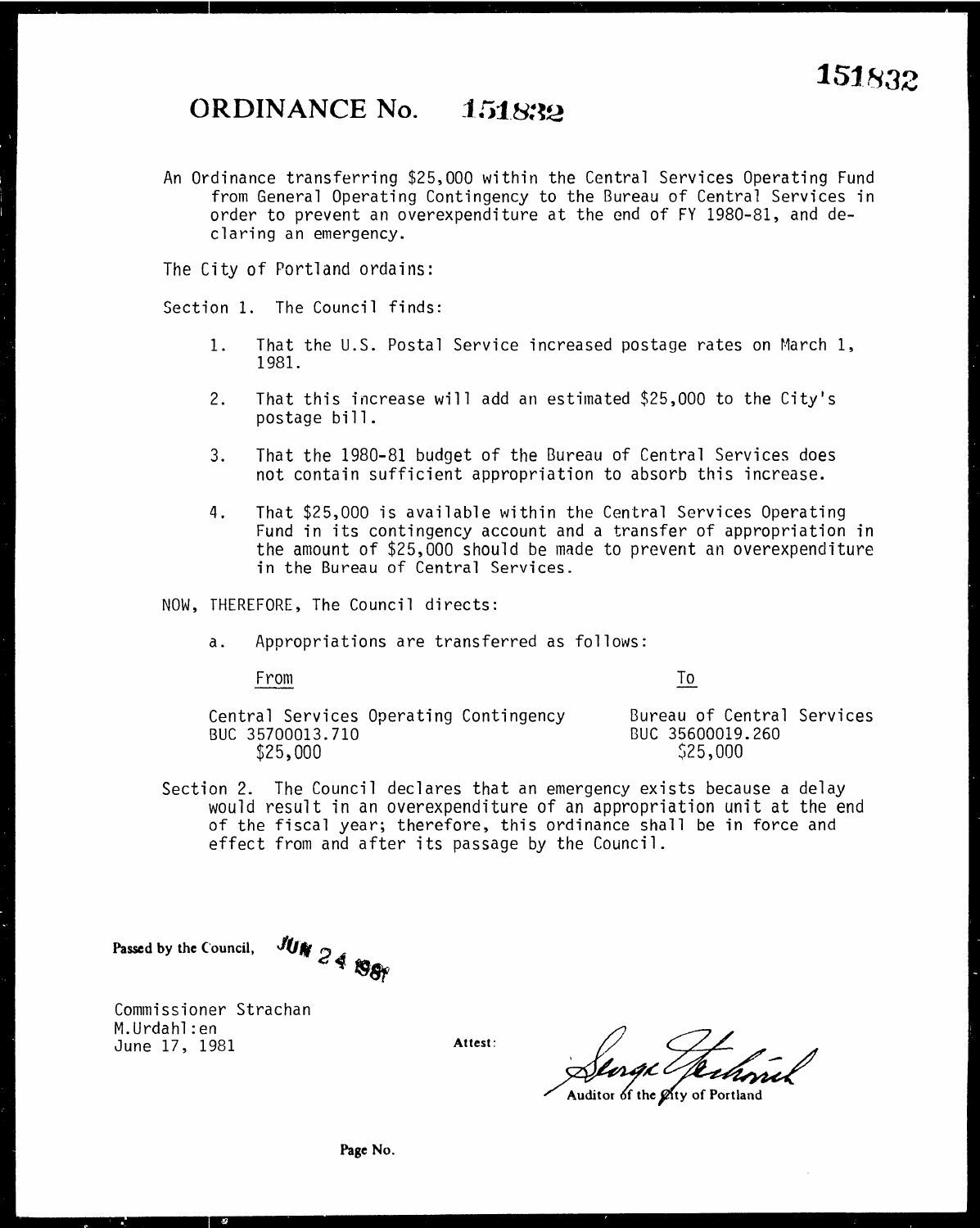151832

# ORDINANCE No. 151832

An Ordinance transferring $25,000 within the Central Services Operating Fund from General Operating Contingency to the Bureau of Central Services in order to prevent an overexpenditure at the end of FY 1980-81, and declaring an emergency.

The City of Portland ordains:

Section 1. The Council finds:

1. That the U.S. Postal Service increased postage rates on March 1, 1981.

2. That this increase will add an estimated $25,000 to the City's postage bill.

3. That the 1980-81 budget of the Bureau of Central Services does not contain sufficient appropriation to absorb this increase.

4. That $25,000 is available within the Central Services Operating Fund in its contingency account and a transfer of appropriation in the amount of $25,000 should be made to prevent an overexpenditure in the Bureau of Central Services.

NOW, THEREFORE, The Council directs:

a. Appropriations are transferred as follows:

| From | To |
| --- | --- |
| Central Services Operating Contingency<br>BUC 35700013.710<br>$25,000 | Bureau of Central Services<br>BUC 35600019.260<br>$25,000 |

Section 2. The Council declares that an emergency exists because a delay would result in an overexpenditure of an appropriation unit at the end of the fiscal year; therefore, this ordinance shall be in force and effect from and after its passage by the Council.

**Passed by the Council,** JUN 24 1981

Commissioner Strachan
M.Urdahl:en
June 17, 1981

**Attest:**

*George Yerkovich*
Auditor of the City of Portland

Page No.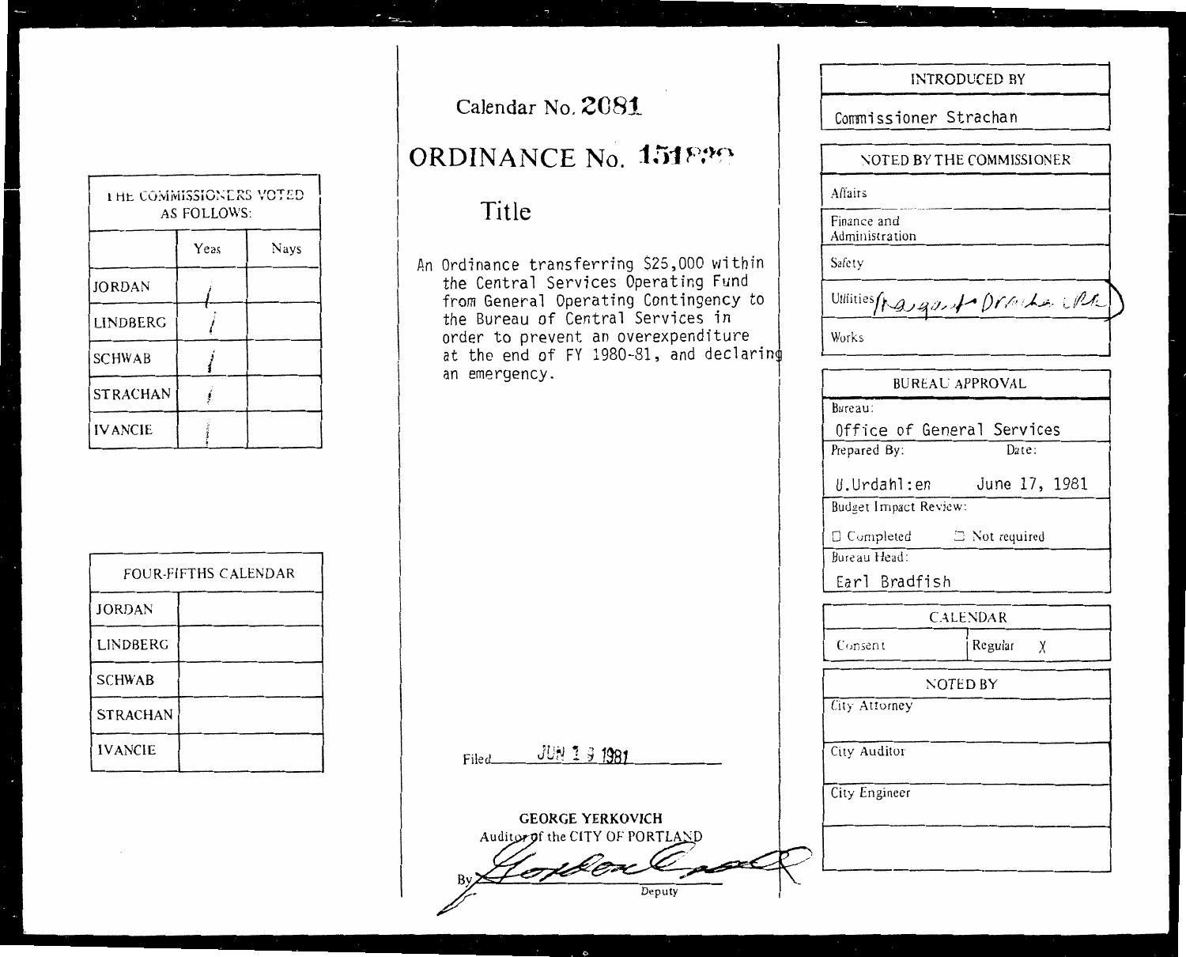| THE COMMISSIONERS VOTED AS FOLLOWS: | | |
|---|---|---|
| | Yeas | Nays |
| JORDAN | / | |
| LINDBERG | / | |
| SCHWAB | / | |
| STRACHAN | / | |
| IVANCIE | / | |

| FOUR-FIFTHS CALENDAR | |
|---|---|
| JORDAN | |
| LINDBERG | |
| SCHWAB | |
| STRACHAN | |
| IVANCIE | |

Calendar No. 2081

# ORDINANCE No. 151829

## Title

An Ordinance transferring $25,000 within the Central Services Operating Fund from General Operating Contingency to the Bureau of Central Services in order to prevent an overexpenditure at the end of FY 1980-81, and declaring an emergency.

Filed JUN 1 9 1981

**GEORGE YERKOVICH**
Auditor of the CITY OF PORTLAND

By _______________
Deputy

| INTRODUCED BY |
|---|
| Commissioner Strachan |

| NOTED BY THE COMMISSIONER |
|---|
| Affairs |
| Finance and Administration |
| Safety |
| Utilities |
| Works |

| BUREAU APPROVAL | |
|---|---|
| Bureau: Office of General Services | |
| Prepared By: U.Urdahl:en | Date: June 17, 1981 |
| Budget Impact Review: | |
| ☐ Completed | ☐ Not required |
| Bureau Head: Earl Bradfish | |

| CALENDAR | |
|---|---|
| Consent | Regular X |

| NOTED BY |
|---|
| City Attorney |
| City Auditor |
| City Engineer |
| |